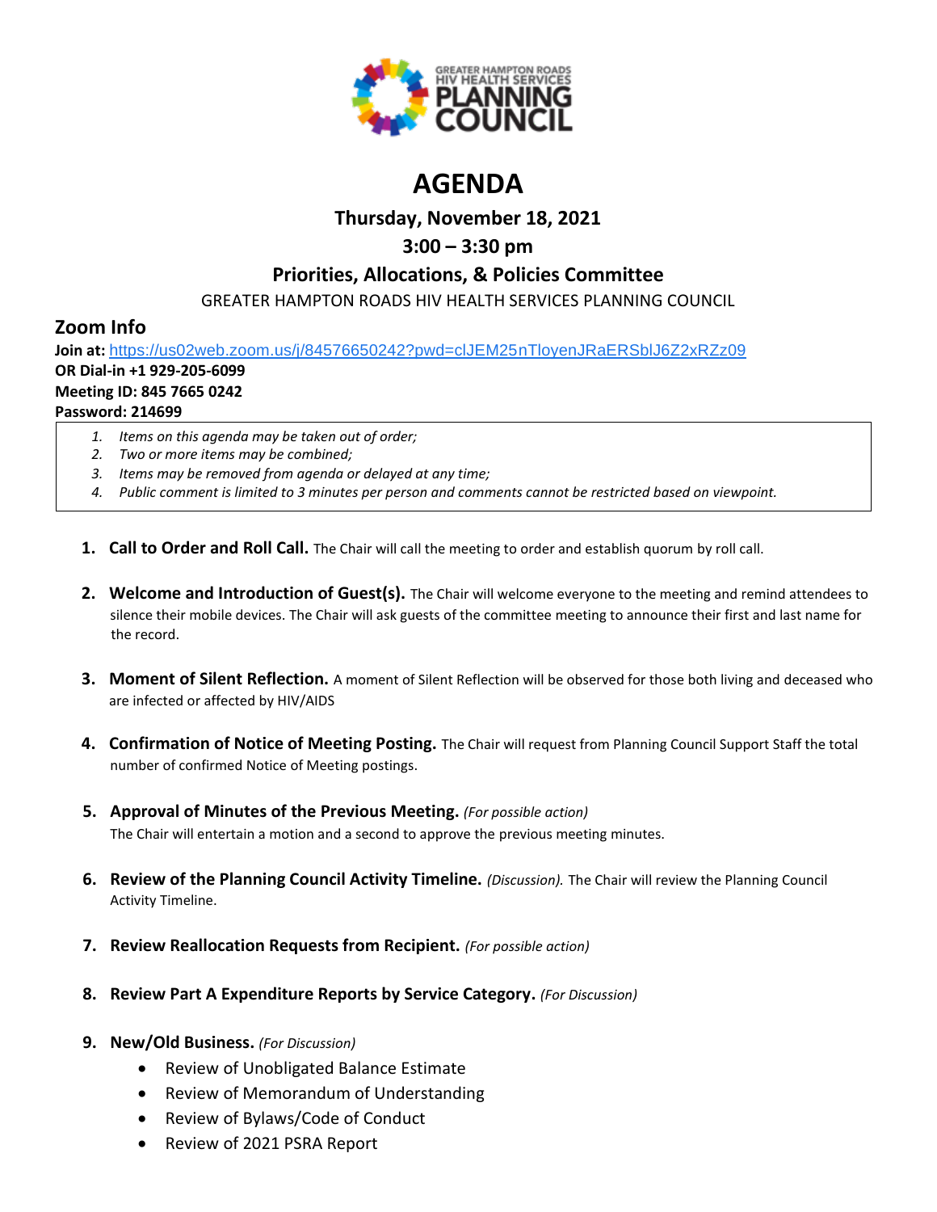GREATER HAMPTON ROADS HIV HEALTH SERVICES PLANNING COUNCIL

# AGENDA

## Thursday, November 18, 2021

## 3:00 – 3:30 pm

## Priorities, Allocations, & Policies Committee

GREATER HAMPTON ROADS HIV HEALTH SERVICES PLANNING COUNCIL

## Zoom Info

**Join at:** https://us02web.zoom.us/j/84576650242?pwd=clJEM25nTloyenJRaERSblJ6Z2xRZz09
**OR Dial-in +1 929-205-6099**
**Meeting ID: 845 7665 0242**
**Password: 214699**

1. *Items on this agenda may be taken out of order;*
2. *Two or more items may be combined;*
3. *Items may be removed from agenda or delayed at any time;*
4. *Public comment is limited to 3 minutes per person and comments cannot be restricted based on viewpoint.*

1. **Call to Order and Roll Call.** The Chair will call the meeting to order and establish quorum by roll call.

2. **Welcome and Introduction of Guest(s).** The Chair will welcome everyone to the meeting and remind attendees to silence their mobile devices. The Chair will ask guests of the committee meeting to announce their first and last name for the record.

3. **Moment of Silent Reflection.** A moment of Silent Reflection will be observed for those both living and deceased who are infected or affected by HIV/AIDS

4. **Confirmation of Notice of Meeting Posting.** The Chair will request from Planning Council Support Staff the total number of confirmed Notice of Meeting postings.

5. **Approval of Minutes of the Previous Meeting.** *(For possible action)*
   The Chair will entertain a motion and a second to approve the previous meeting minutes.

6. **Review of the Planning Council Activity Timeline.** *(Discussion).* The Chair will review the Planning Council Activity Timeline.

7. **Review Reallocation Requests from Recipient.** *(For possible action)*

8. **Review Part A Expenditure Reports by Service Category.** *(For Discussion)*

9. **New/Old Business.** *(For Discussion)*
   - Review of Unobligated Balance Estimate
   - Review of Memorandum of Understanding
   - Review of Bylaws/Code of Conduct
   - Review of 2021 PSRA Report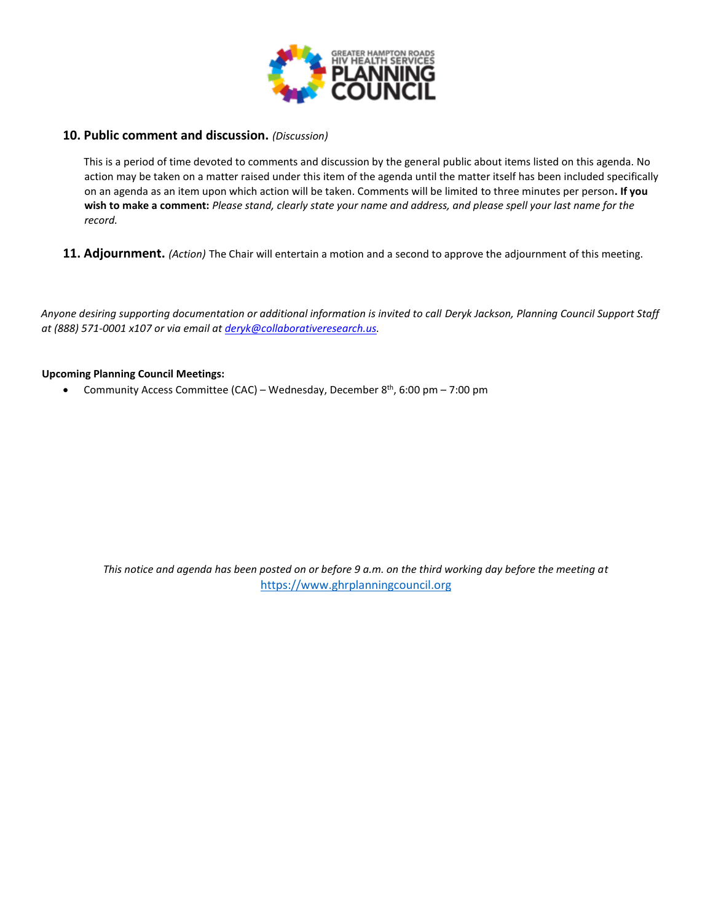## 10. Public comment and discussion. *(Discussion)*

This is a period of time devoted to comments and discussion by the general public about items listed on this agenda. No action may be taken on a matter raised under this item of the agenda until the matter itself has been included specifically on an agenda as an item upon which action will be taken. Comments will be limited to three minutes per person**. If you wish to make a comment:** *Please stand, clearly state your name and address, and please spell your last name for the record.*

## 11. Adjournment. *(Action)* The Chair will entertain a motion and a second to approve the adjournment of this meeting.

*Anyone desiring supporting documentation or additional information is invited to call Deryk Jackson, Planning Council Support Staff at (888) 571-0001 x107 or via email at deryk@collaborativeresearch.us.*

**Upcoming Planning Council Meetings:**

- Community Access Committee (CAC) – Wednesday, December 8th, 6:00 pm – 7:00 pm

*This notice and agenda has been posted on or before 9 a.m. on the third working day before the meeting at* https://www.ghrplanningcouncil.org